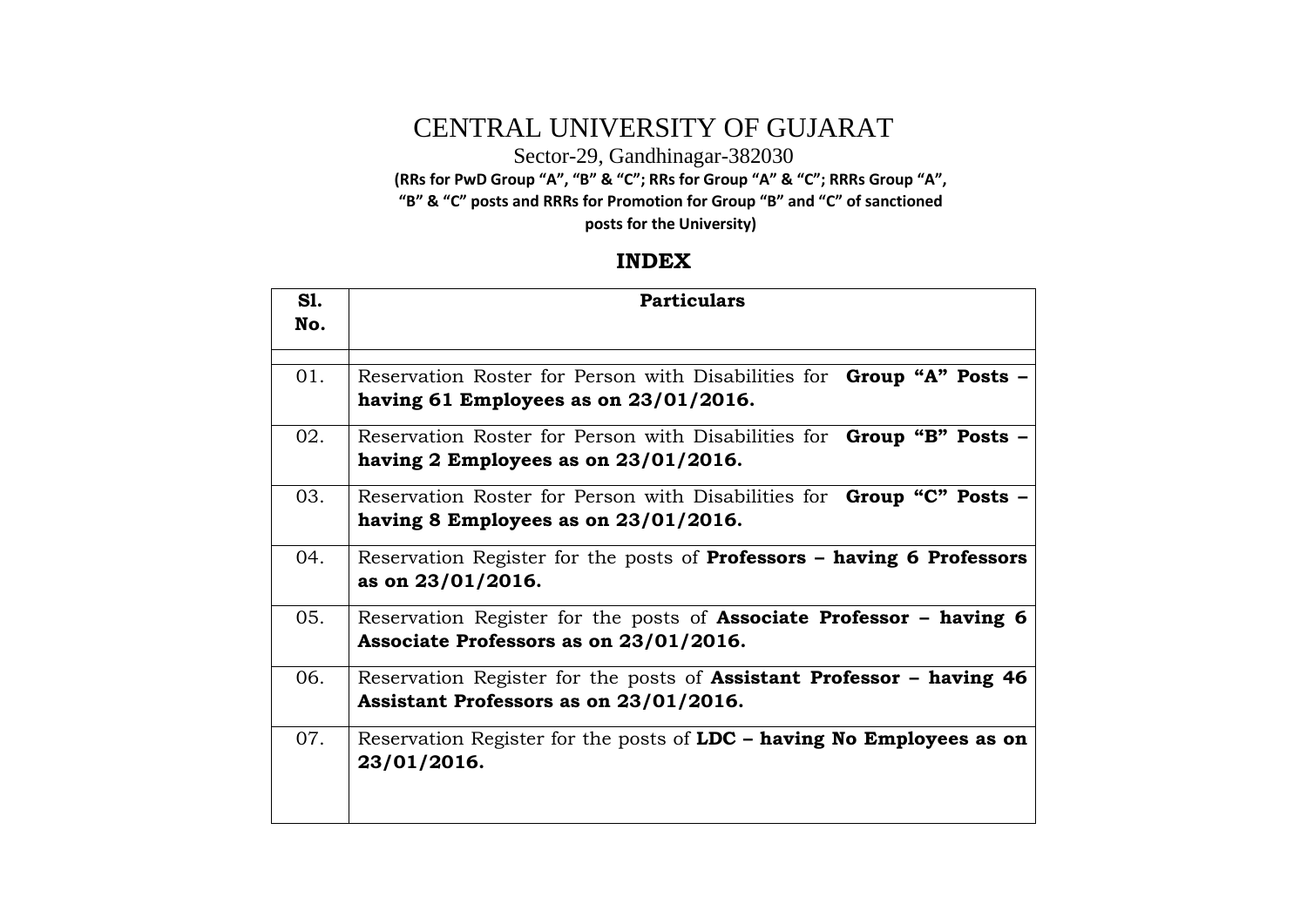# CENTRAL UNIVERSITY OF GUJARAT

Sector-29, Gandhinagar-382030

**(RRs for PwD Group "A", "B" & "C"; RRs for Group "A" & "C"; RRRs Group "A", "B" & "C" posts and RRRs for Promotion for Group "B" and "C" of sanctioned posts for the University)**

## INDEX

| Sl. No. | Particulars |
|---|---|
| | |
| 01. | Reservation Roster for Person with Disabilities for **Group "A" Posts – having 61 Employees as on 23/01/2016.** |
| 02. | Reservation Roster for Person with Disabilities for **Group "B" Posts – having 2 Employees as on 23/01/2016.** |
| 03. | Reservation Roster for Person with Disabilities for **Group "C" Posts – having 8 Employees as on 23/01/2016.** |
| 04. | Reservation Register for the posts of **Professors – having 6 Professors as on 23/01/2016.** |
| 05. | Reservation Register for the posts of **Associate Professor – having 6 Associate Professors as on 23/01/2016.** |
| 06. | Reservation Register for the posts of **Assistant Professor – having 46 Assistant Professors as on 23/01/2016.** |
| 07. | Reservation Register for the posts of **LDC – having No Employees as on 23/01/2016.** |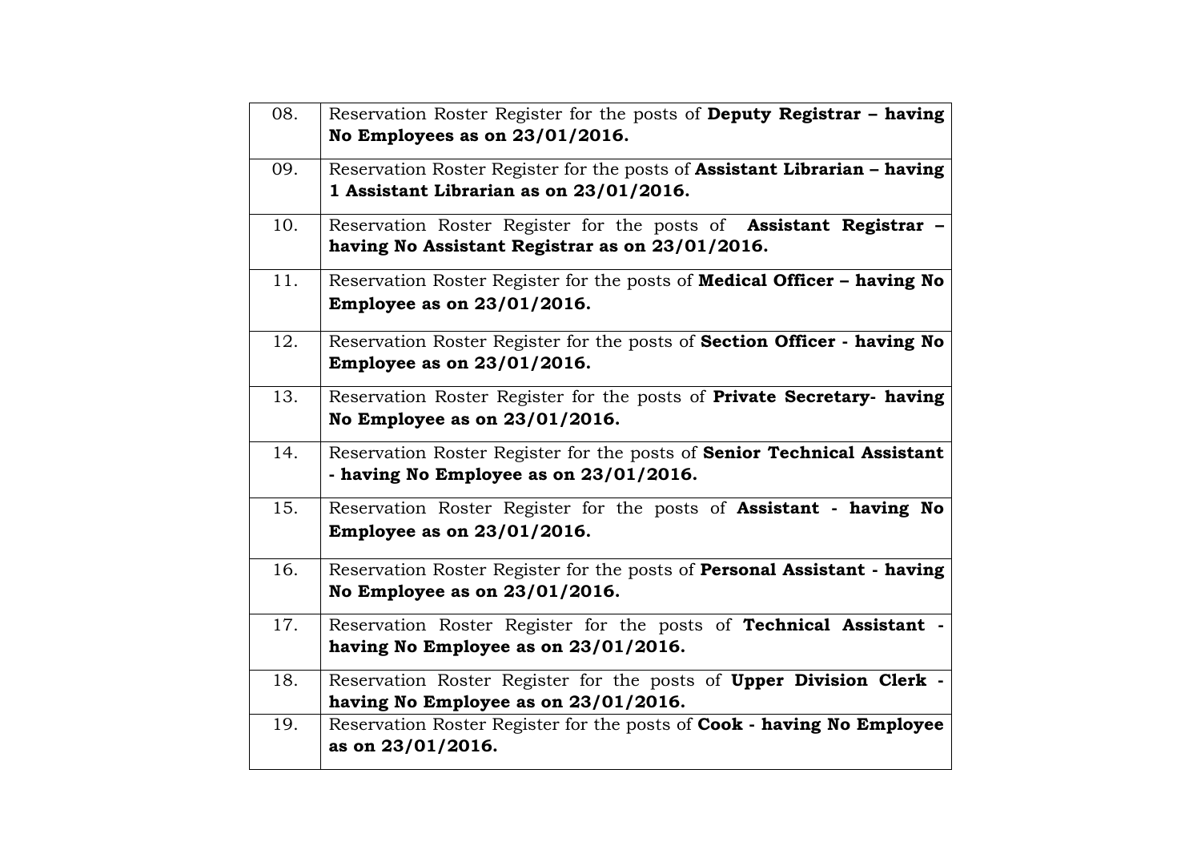| | |
|---|---|
| 08. | Reservation Roster Register for the posts of **Deputy Registrar – having No Employees as on 23/01/2016.** |
| 09. | Reservation Roster Register for the posts of **Assistant Librarian – having 1 Assistant Librarian as on 23/01/2016.** |
| 10. | Reservation Roster Register for the posts of **Assistant Registrar – having No Assistant Registrar as on 23/01/2016.** |
| 11. | Reservation Roster Register for the posts of **Medical Officer – having No Employee as on 23/01/2016.** |
| 12. | Reservation Roster Register for the posts of **Section Officer - having No Employee as on 23/01/2016.** |
| 13. | Reservation Roster Register for the posts of **Private Secretary- having No Employee as on 23/01/2016.** |
| 14. | Reservation Roster Register for the posts of **Senior Technical Assistant - having No Employee as on 23/01/2016.** |
| 15. | Reservation Roster Register for the posts of **Assistant - having No Employee as on 23/01/2016.** |
| 16. | Reservation Roster Register for the posts of **Personal Assistant - having No Employee as on 23/01/2016.** |
| 17. | Reservation Roster Register for the posts of **Technical Assistant - having No Employee as on 23/01/2016.** |
| 18. | Reservation Roster Register for the posts of **Upper Division Clerk - having No Employee as on 23/01/2016.** |
| 19. | Reservation Roster Register for the posts of **Cook - having No Employee as on 23/01/2016.** |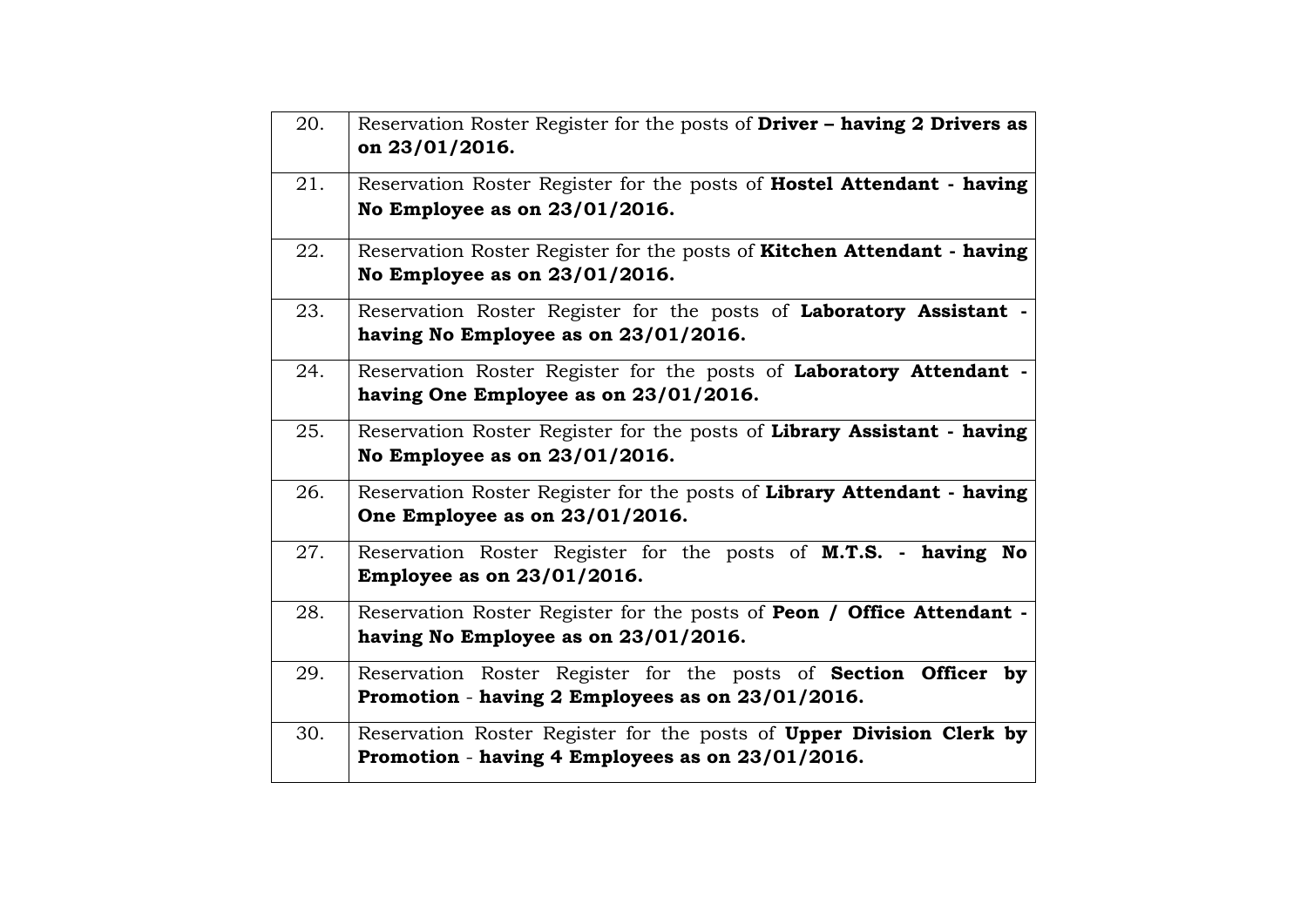| | |
|---|---|
| 20. | Reservation Roster Register for the posts of **Driver – having 2 Drivers as on 23/01/2016.** |
| 21. | Reservation Roster Register for the posts of **Hostel Attendant - having No Employee as on 23/01/2016.** |
| 22. | Reservation Roster Register for the posts of **Kitchen Attendant - having No Employee as on 23/01/2016.** |
| 23. | Reservation Roster Register for the posts of **Laboratory Assistant - having No Employee as on 23/01/2016.** |
| 24. | Reservation Roster Register for the posts of **Laboratory Attendant - having One Employee as on 23/01/2016.** |
| 25. | Reservation Roster Register for the posts of **Library Assistant - having No Employee as on 23/01/2016.** |
| 26. | Reservation Roster Register for the posts of **Library Attendant - having One Employee as on 23/01/2016.** |
| 27. | Reservation Roster Register for the posts of **M.T.S. - having No Employee as on 23/01/2016.** |
| 28. | Reservation Roster Register for the posts of **Peon / Office Attendant - having No Employee as on 23/01/2016.** |
| 29. | Reservation Roster Register for the posts of **Section Officer by Promotion** - **having 2 Employees as on 23/01/2016.** |
| 30. | Reservation Roster Register for the posts of **Upper Division Clerk by Promotion** - **having 4 Employees as on 23/01/2016.** |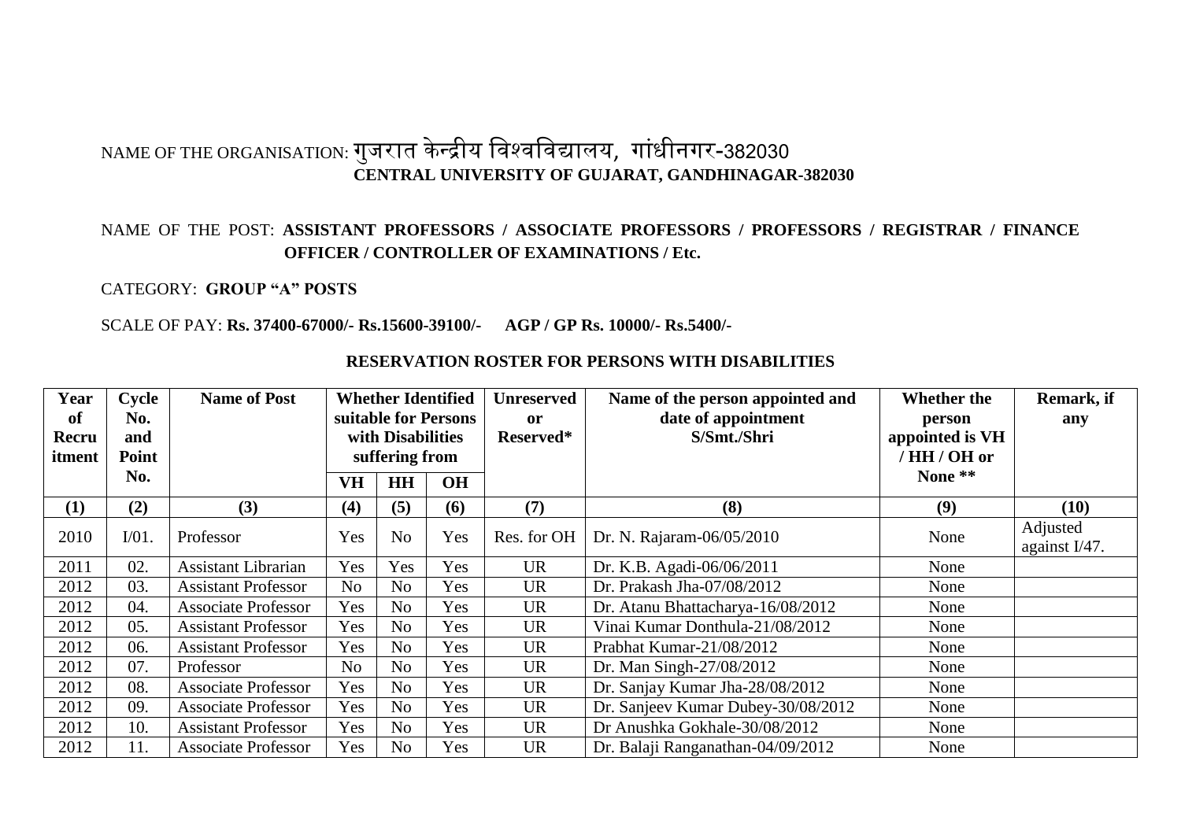NAME OF THE ORGANISATION: गुजरात केन्द्रीय विश्वविद्यालय, गांधीनगर-382030
**CENTRAL UNIVERSITY OF GUJARAT, GANDHINAGAR-382030**

NAME OF THE POST: **ASSISTANT PROFESSORS / ASSOCIATE PROFESSORS / PROFESSORS / REGISTRAR / FINANCE OFFICER / CONTROLLER OF EXAMINATIONS / Etc.**

CATEGORY: **GROUP "A" POSTS**

SCALE OF PAY: **Rs. 37400-67000/- Rs.15600-39100/- AGP / GP Rs. 10000/- Rs.5400/-**

**RESERVATION ROSTER FOR PERSONS WITH DISABILITIES**

| Year of Recruitment | Cycle No. and Point No. | Name of Post | Whether Identified suitable for Persons with Disabilities suffering from | | | Unreserved or Reserved* | Name of the person appointed and date of appointment S/Smt./Shri | Whether the person appointed is VH / HH / OH or None ** | Remark, if any |
|---|---|---|---|---|---|---|---|---|---|
| | | | VH | HH | OH | | | | |
| (1) | (2) | (3) | (4) | (5) | (6) | (7) | (8) | (9) | (10) |
| 2010 | I/01. | Professor | Yes | No | Yes | Res. for OH | Dr. N. Rajaram-06/05/2010 | None | Adjusted against I/47. |
| 2011 | 02. | Assistant Librarian | Yes | Yes | Yes | UR | Dr. K.B. Agadi-06/06/2011 | None | |
| 2012 | 03. | Assistant Professor | No | No | Yes | UR | Dr. Prakash Jha-07/08/2012 | None | |
| 2012 | 04. | Associate Professor | Yes | No | Yes | UR | Dr. Atanu Bhattacharya-16/08/2012 | None | |
| 2012 | 05. | Assistant Professor | Yes | No | Yes | UR | Vinai Kumar Donthula-21/08/2012 | None | |
| 2012 | 06. | Assistant Professor | Yes | No | Yes | UR | Prabhat Kumar-21/08/2012 | None | |
| 2012 | 07. | Professor | No | No | Yes | UR | Dr. Man Singh-27/08/2012 | None | |
| 2012 | 08. | Associate Professor | Yes | No | Yes | UR | Dr. Sanjay Kumar Jha-28/08/2012 | None | |
| 2012 | 09. | Associate Professor | Yes | No | Yes | UR | Dr. Sanjeev Kumar Dubey-30/08/2012 | None | |
| 2012 | 10. | Assistant Professor | Yes | No | Yes | UR | Dr Anushka Gokhale-30/08/2012 | None | |
| 2012 | 11. | Associate Professor | Yes | No | Yes | UR | Dr. Balaji Ranganathan-04/09/2012 | None | |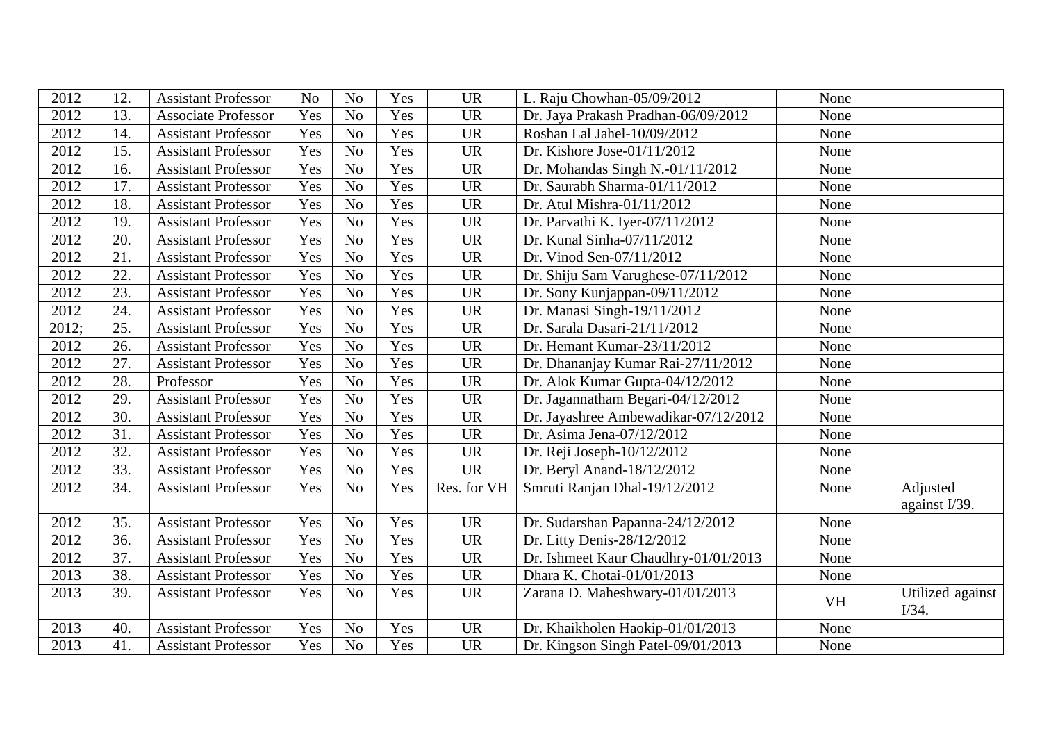| | | | | | | | | | |
|---|---|---|---|---|---|---|---|---|---|
| 2012 | 12. | Assistant Professor | No | No | Yes | UR | L. Raju Chowhan-05/09/2012 | None | |
| 2012 | 13. | Associate Professor | Yes | No | Yes | UR | Dr. Jaya Prakash Pradhan-06/09/2012 | None | |
| 2012 | 14. | Assistant Professor | Yes | No | Yes | UR | Roshan Lal Jahel-10/09/2012 | None | |
| 2012 | 15. | Assistant Professor | Yes | No | Yes | UR | Dr. Kishore Jose-01/11/2012 | None | |
| 2012 | 16. | Assistant Professor | Yes | No | Yes | UR | Dr. Mohandas Singh N.-01/11/2012 | None | |
| 2012 | 17. | Assistant Professor | Yes | No | Yes | UR | Dr. Saurabh Sharma-01/11/2012 | None | |
| 2012 | 18. | Assistant Professor | Yes | No | Yes | UR | Dr. Atul Mishra-01/11/2012 | None | |
| 2012 | 19. | Assistant Professor | Yes | No | Yes | UR | Dr. Parvathi K. Iyer-07/11/2012 | None | |
| 2012 | 20. | Assistant Professor | Yes | No | Yes | UR | Dr. Kunal Sinha-07/11/2012 | None | |
| 2012 | 21. | Assistant Professor | Yes | No | Yes | UR | Dr. Vinod Sen-07/11/2012 | None | |
| 2012 | 22. | Assistant Professor | Yes | No | Yes | UR | Dr. Shiju Sam Varughese-07/11/2012 | None | |
| 2012 | 23. | Assistant Professor | Yes | No | Yes | UR | Dr. Sony Kunjappan-09/11/2012 | None | |
| 2012 | 24. | Assistant Professor | Yes | No | Yes | UR | Dr. Manasi Singh-19/11/2012 | None | |
| 2012; | 25. | Assistant Professor | Yes | No | Yes | UR | Dr. Sarala Dasari-21/11/2012 | None | |
| 2012 | 26. | Assistant Professor | Yes | No | Yes | UR | Dr. Hemant Kumar-23/11/2012 | None | |
| 2012 | 27. | Assistant Professor | Yes | No | Yes | UR | Dr. Dhananjay Kumar Rai-27/11/2012 | None | |
| 2012 | 28. | Professor | Yes | No | Yes | UR | Dr. Alok Kumar Gupta-04/12/2012 | None | |
| 2012 | 29. | Assistant Professor | Yes | No | Yes | UR | Dr. Jagannatham Begari-04/12/2012 | None | |
| 2012 | 30. | Assistant Professor | Yes | No | Yes | UR | Dr. Jayashree Ambewadikar-07/12/2012 | None | |
| 2012 | 31. | Assistant Professor | Yes | No | Yes | UR | Dr. Asima Jena-07/12/2012 | None | |
| 2012 | 32. | Assistant Professor | Yes | No | Yes | UR | Dr. Reji Joseph-10/12/2012 | None | |
| 2012 | 33. | Assistant Professor | Yes | No | Yes | UR | Dr. Beryl Anand-18/12/2012 | None | |
| 2012 | 34. | Assistant Professor | Yes | No | Yes | Res. for VH | Smruti Ranjan Dhal-19/12/2012 | None | Adjusted against I/39. |
| 2012 | 35. | Assistant Professor | Yes | No | Yes | UR | Dr. Sudarshan Papanna-24/12/2012 | None | |
| 2012 | 36. | Assistant Professor | Yes | No | Yes | UR | Dr. Litty Denis-28/12/2012 | None | |
| 2012 | 37. | Assistant Professor | Yes | No | Yes | UR | Dr. Ishmeet Kaur Chaudhry-01/01/2013 | None | |
| 2013 | 38. | Assistant Professor | Yes | No | Yes | UR | Dhara K. Chotai-01/01/2013 | None | |
| 2013 | 39. | Assistant Professor | Yes | No | Yes | UR | Zarana D. Maheshwary-01/01/2013 | VH | Utilized against I/34. |
| 2013 | 40. | Assistant Professor | Yes | No | Yes | UR | Dr. Khaikholen Haokip-01/01/2013 | None | |
| 2013 | 41. | Assistant Professor | Yes | No | Yes | UR | Dr. Kingson Singh Patel-09/01/2013 | None | |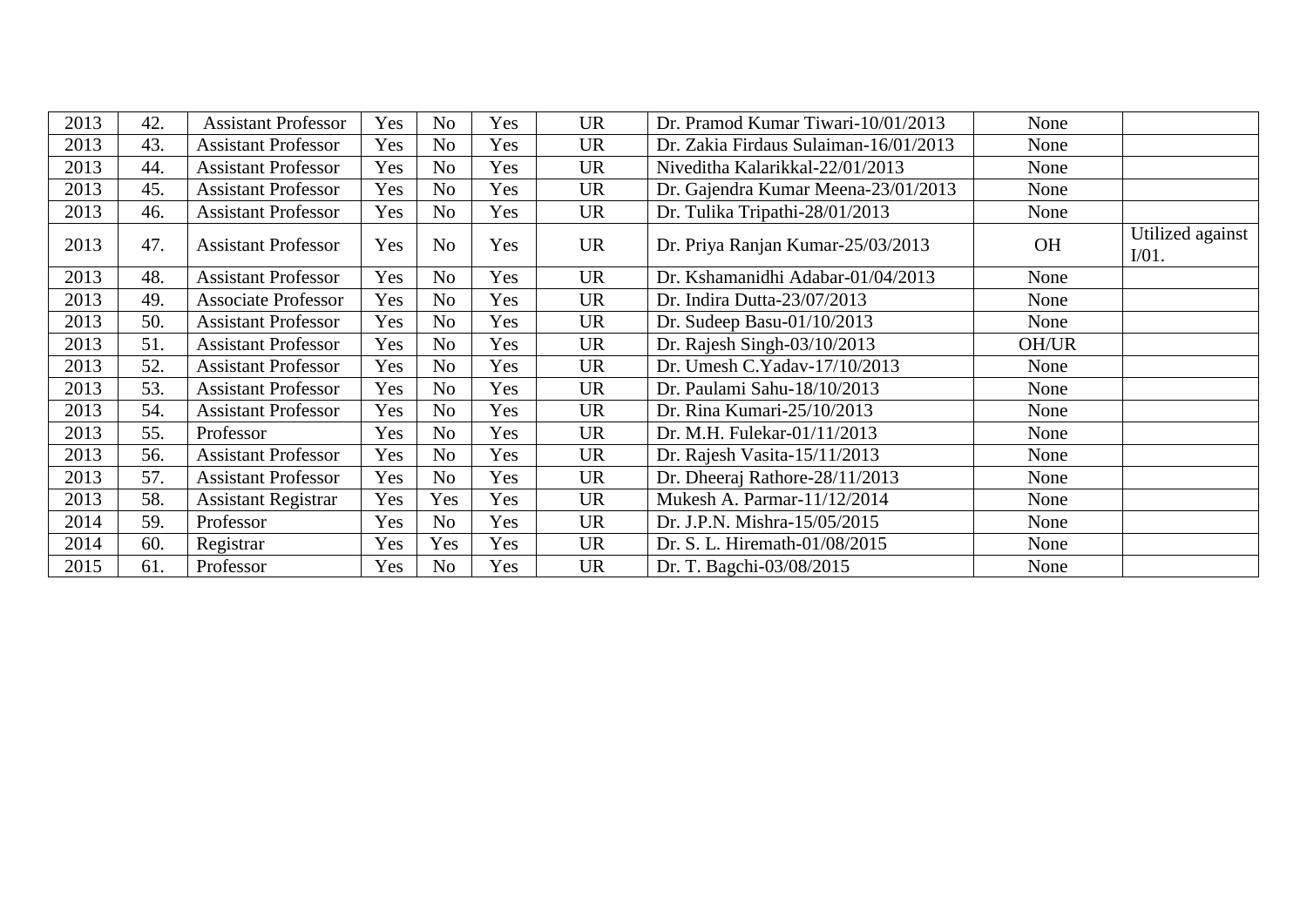| 2013 | 42. | Assistant Professor | Yes | No | Yes | UR | Dr. Pramod Kumar Tiwari-10/01/2013 | None | |
|---|---|---|---|---|---|---|---|---|---|
| 2013 | 43. | Assistant Professor | Yes | No | Yes | UR | Dr. Zakia Firdaus Sulaiman-16/01/2013 | None | |
| 2013 | 44. | Assistant Professor | Yes | No | Yes | UR | Niveditha Kalarikkal-22/01/2013 | None | |
| 2013 | 45. | Assistant Professor | Yes | No | Yes | UR | Dr. Gajendra Kumar Meena-23/01/2013 | None | |
| 2013 | 46. | Assistant Professor | Yes | No | Yes | UR | Dr. Tulika Tripathi-28/01/2013 | None | |
| 2013 | 47. | Assistant Professor | Yes | No | Yes | UR | Dr. Priya Ranjan Kumar-25/03/2013 | OH | Utilized against I/01. |
| 2013 | 48. | Assistant Professor | Yes | No | Yes | UR | Dr. Kshamanidhi Adabar-01/04/2013 | None | |
| 2013 | 49. | Associate Professor | Yes | No | Yes | UR | Dr. Indira Dutta-23/07/2013 | None | |
| 2013 | 50. | Assistant Professor | Yes | No | Yes | UR | Dr. Sudeep Basu-01/10/2013 | None | |
| 2013 | 51. | Assistant Professor | Yes | No | Yes | UR | Dr. Rajesh Singh-03/10/2013 | OH/UR | |
| 2013 | 52. | Assistant Professor | Yes | No | Yes | UR | Dr. Umesh C.Yadav-17/10/2013 | None | |
| 2013 | 53. | Assistant Professor | Yes | No | Yes | UR | Dr. Paulami Sahu-18/10/2013 | None | |
| 2013 | 54. | Assistant Professor | Yes | No | Yes | UR | Dr. Rina Kumari-25/10/2013 | None | |
| 2013 | 55. | Professor | Yes | No | Yes | UR | Dr. M.H. Fulekar-01/11/2013 | None | |
| 2013 | 56. | Assistant Professor | Yes | No | Yes | UR | Dr. Rajesh Vasita-15/11/2013 | None | |
| 2013 | 57. | Assistant Professor | Yes | No | Yes | UR | Dr. Dheeraj Rathore-28/11/2013 | None | |
| 2013 | 58. | Assistant Registrar | Yes | Yes | Yes | UR | Mukesh A. Parmar-11/12/2014 | None | |
| 2014 | 59. | Professor | Yes | No | Yes | UR | Dr. J.P.N. Mishra-15/05/2015 | None | |
| 2014 | 60. | Registrar | Yes | Yes | Yes | UR | Dr. S. L. Hiremath-01/08/2015 | None | |
| 2015 | 61. | Professor | Yes | No | Yes | UR | Dr. T. Bagchi-03/08/2015 | None | |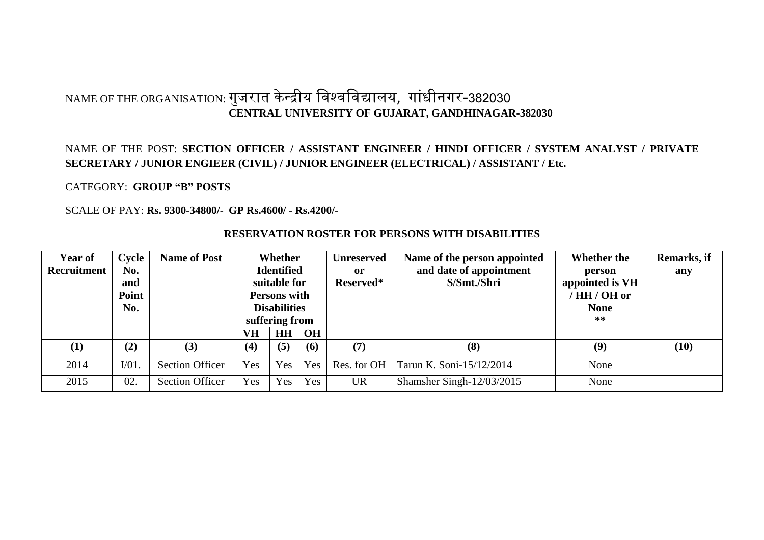NAME OF THE ORGANISATION: गुजरात केन्द्रीय विश्वविद्यालय, गांधीनगर-382030
**CENTRAL UNIVERSITY OF GUJARAT, GANDHINAGAR-382030**

NAME OF THE POST: **SECTION OFFICER / ASSISTANT ENGINEER / HINDI OFFICER / SYSTEM ANALYST / PRIVATE SECRETARY / JUNIOR ENGIEER (CIVIL) / JUNIOR ENGINEER (ELECTRICAL) / ASSISTANT / Etc.**

CATEGORY: **GROUP "B" POSTS**

SCALE OF PAY: **Rs. 9300-34800/- GP Rs.4600/ - Rs.4200/-**

**RESERVATION ROSTER FOR PERSONS WITH DISABILITIES**

| Year of Recruitment | Cycle No. and Point No. | Name of Post | Whether Identified suitable for Persons with Disabilities suffering from | | | Unreserved or Reserved* | Name of the person appointed and date of appointment S/Smt./Shri | Whether the person appointed is VH / HH / OH or None ** | Remarks, if any |
|---|---|---|---|---|---|---|---|---|---|
| | | | VH | HH | OH | | | | |
| (1) | (2) | (3) | (4) | (5) | (6) | (7) | (8) | (9) | (10) |
| 2014 | I/01. | Section Officer | Yes | Yes | Yes | Res. for OH | Tarun K. Soni-15/12/2014 | None | |
| 2015 | 02. | Section Officer | Yes | Yes | Yes | UR | Shamsher Singh-12/03/2015 | None | |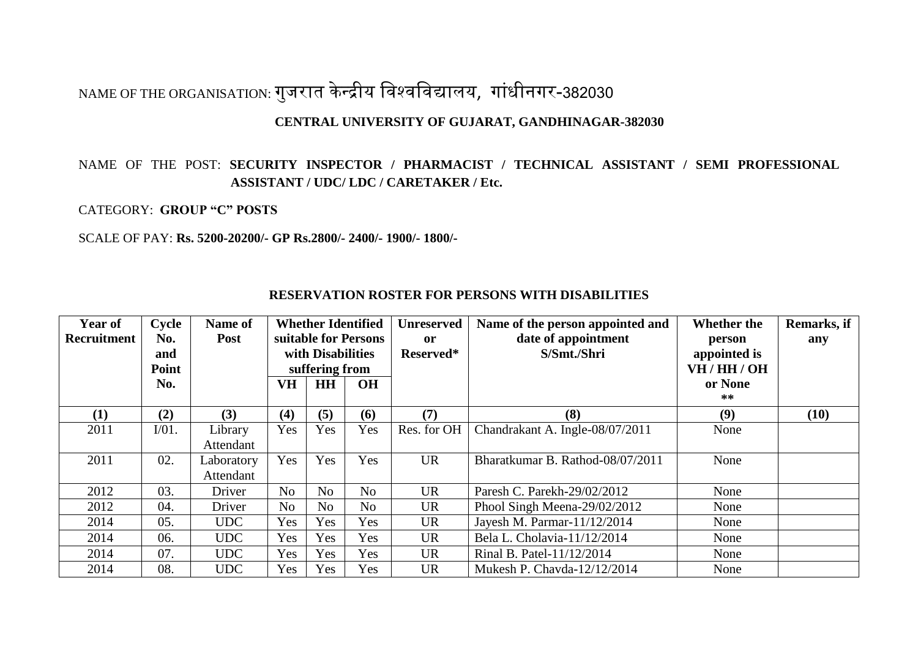NAME OF THE ORGANISATION: गुजरात केन्द्रीय विश्वविद्यालय, गांधीनगर-382030

**CENTRAL UNIVERSITY OF GUJARAT, GANDHINAGAR-382030**

NAME OF THE POST: **SECURITY INSPECTOR / PHARMACIST / TECHNICAL ASSISTANT / SEMI PROFESSIONAL ASSISTANT / UDC/ LDC / CARETAKER / Etc.**

CATEGORY: **GROUP "C" POSTS**

SCALE OF PAY: **Rs. 5200-20200/- GP Rs.2800/- 2400/- 1900/- 1800/-**

**RESERVATION ROSTER FOR PERSONS WITH DISABILITIES**

| Year of Recruitment | Cycle No. and Point No. | Name of Post | Whether Identified suitable for Persons with Disabilities suffering from | | | Unreserved or Reserved* | Name of the person appointed and date of appointment S/Smt./Shri | Whether the person appointed is VH / HH / OH or None ** | Remarks, if any |
|---|---|---|---|---|---|---|---|---|---|
| | | | VH | HH | OH | | | | |
| (1) | (2) | (3) | (4) | (5) | (6) | (7) | (8) | (9) | (10) |
| 2011 | I/01. | Library Attendant | Yes | Yes | Yes | Res. for OH | Chandrakant A. Ingle-08/07/2011 | None | |
| 2011 | 02. | Laboratory Attendant | Yes | Yes | Yes | UR | Bharatkumar B. Rathod-08/07/2011 | None | |
| 2012 | 03. | Driver | No | No | No | UR | Paresh C. Parekh-29/02/2012 | None | |
| 2012 | 04. | Driver | No | No | No | UR | Phool Singh Meena-29/02/2012 | None | |
| 2014 | 05. | UDC | Yes | Yes | Yes | UR | Jayesh M. Parmar-11/12/2014 | None | |
| 2014 | 06. | UDC | Yes | Yes | Yes | UR | Bela L. Cholavia-11/12/2014 | None | |
| 2014 | 07. | UDC | Yes | Yes | Yes | UR | Rinal B. Patel-11/12/2014 | None | |
| 2014 | 08. | UDC | Yes | Yes | Yes | UR | Mukesh P. Chavda-12/12/2014 | None | |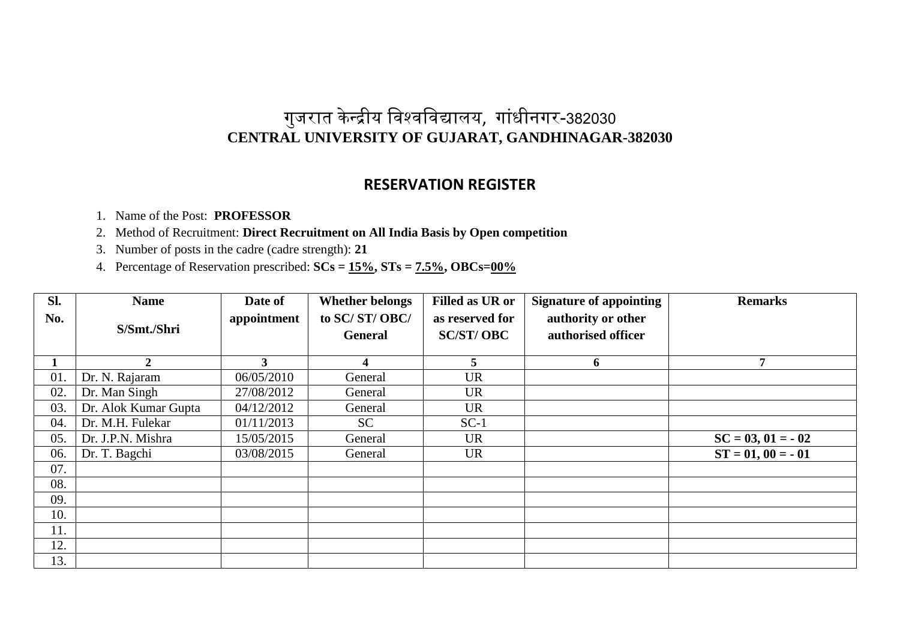# गुजरात केन्द्रीय विश्वविद्यालय, गांधीनगर-382030
# CENTRAL UNIVERSITY OF GUJARAT, GANDHINAGAR-382030

## RESERVATION REGISTER

1. Name of the Post: **PROFESSOR**
2. Method of Recruitment: **Direct Recruitment on All India Basis by Open competition**
3. Number of posts in the cadre (cadre strength): **21**
4. Percentage of Reservation prescribed: **SCs = 15%, STs = 7.5%, OBCs=00%**

| Sl. No. | Name S/Smt./Shri | Date of appointment | Whether belongs to SC/ ST/ OBC/ General | Filled as UR or as reserved for SC/ST/ OBC | Signature of appointing authority or other authorised officer | Remarks |
|---|---|---|---|---|---|---|
| 1 | 2 | 3 | 4 | 5 | 6 | 7 |
| 01. | Dr. N. Rajaram | 06/05/2010 | General | UR | | |
| 02. | Dr. Man Singh | 27/08/2012 | General | UR | | |
| 03. | Dr. Alok Kumar Gupta | 04/12/2012 | General | UR | | |
| 04. | Dr. M.H. Fulekar | 01/11/2013 | SC | SC-1 | | |
| 05. | Dr. J.P.N. Mishra | 15/05/2015 | General | UR | | **SC = 03, 01 = - 02** |
| 06. | Dr. T. Bagchi | 03/08/2015 | General | UR | | **ST = 01, 00 = - 01** |
| 07. | | | | | | |
| 08. | | | | | | |
| 09. | | | | | | |
| 10. | | | | | | |
| 11. | | | | | | |
| 12. | | | | | | |
| 13. | | | | | | |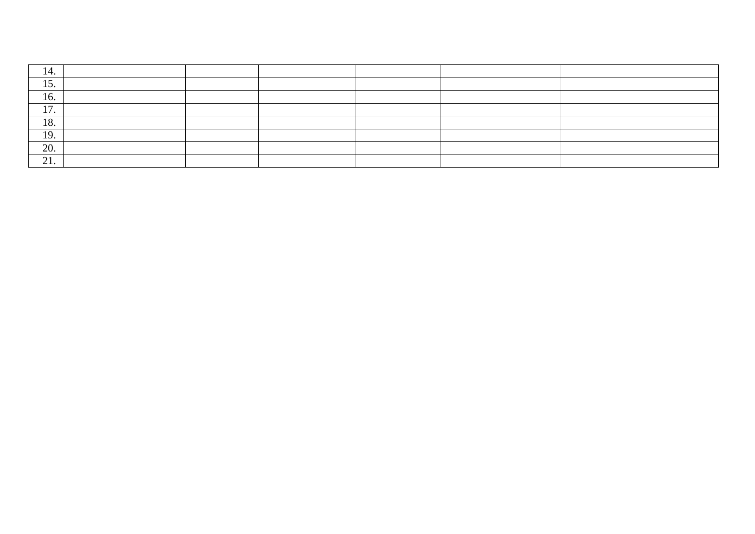| | | | | | | |
|---|---|---|---|---|---|---|
| 14. | | | | | | |
| 15. | | | | | | |
| 16. | | | | | | |
| 17. | | | | | | |
| 18. | | | | | | |
| 19. | | | | | | |
| 20. | | | | | | |
| 21. | | | | | | |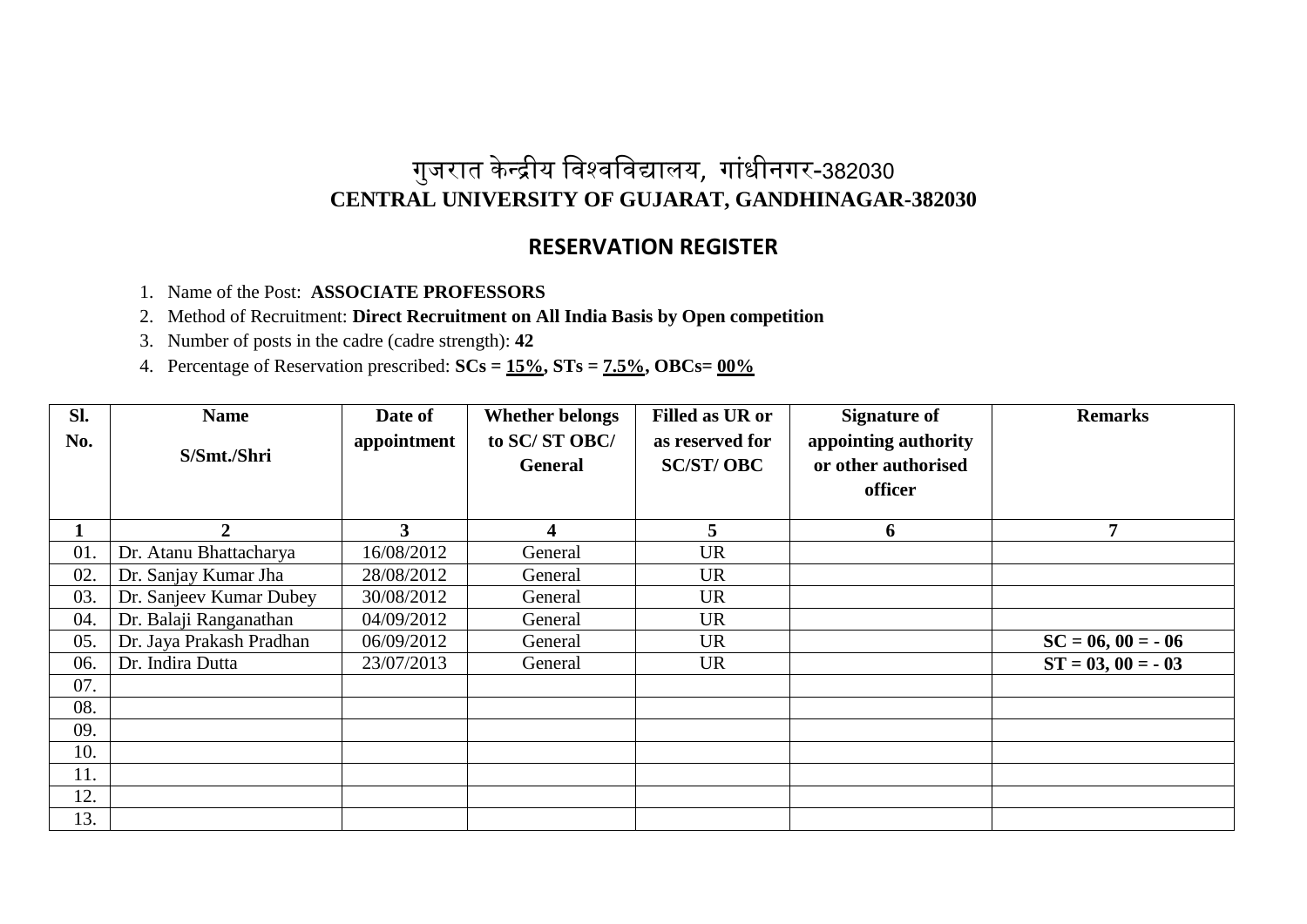# गुजरात केन्द्रीय विश्वविद्यालय, गांधीनगर-382030
# CENTRAL UNIVERSITY OF GUJARAT, GANDHINAGAR-382030

## RESERVATION REGISTER

1. Name of the Post: **ASSOCIATE PROFESSORS**
2. Method of Recruitment: **Direct Recruitment on All India Basis by Open competition**
3. Number of posts in the cadre (cadre strength): **42**
4. Percentage of Reservation prescribed: **SCs = 15%, STs = 7.5%, OBCs= 00%**

| Sl. No. | Name S/Smt./Shri | Date of appointment | Whether belongs to SC/ ST OBC/ General | Filled as UR or as reserved for SC/ST/ OBC | Signature of appointing authority or other authorised officer | Remarks |
|---|---|---|---|---|---|---|
| **1** | **2** | **3** | **4** | **5** | **6** | **7** |
| 01. | Dr. Atanu Bhattacharya | 16/08/2012 | General | UR | | |
| 02. | Dr. Sanjay Kumar Jha | 28/08/2012 | General | UR | | |
| 03. | Dr. Sanjeev Kumar Dubey | 30/08/2012 | General | UR | | |
| 04. | Dr. Balaji Ranganathan | 04/09/2012 | General | UR | | |
| 05. | Dr. Jaya Prakash Pradhan | 06/09/2012 | General | UR | | **SC = 06, 00 = - 06** |
| 06. | Dr. Indira Dutta | 23/07/2013 | General | UR | | **ST = 03, 00 = - 03** |
| 07. | | | | | | |
| 08. | | | | | | |
| 09. | | | | | | |
| 10. | | | | | | |
| 11. | | | | | | |
| 12. | | | | | | |
| 13. | | | | | | |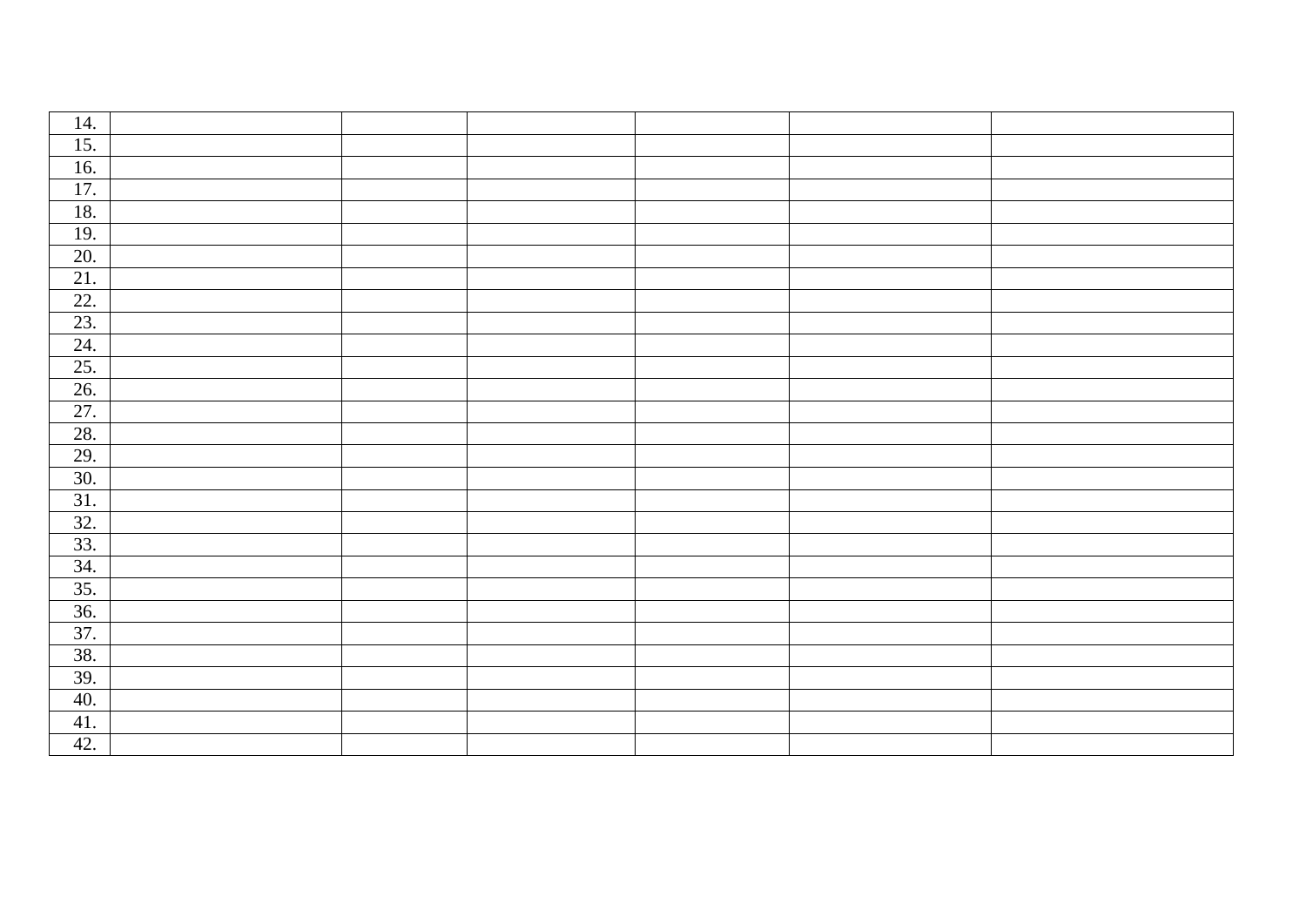| | | | | | | |
|---|---|---|---|---|---|---|
| 14. | | | | | | |
| 15. | | | | | | |
| 16. | | | | | | |
| 17. | | | | | | |
| 18. | | | | | | |
| 19. | | | | | | |
| 20. | | | | | | |
| 21. | | | | | | |
| 22. | | | | | | |
| 23. | | | | | | |
| 24. | | | | | | |
| 25. | | | | | | |
| 26. | | | | | | |
| 27. | | | | | | |
| 28. | | | | | | |
| 29. | | | | | | |
| 30. | | | | | | |
| 31. | | | | | | |
| 32. | | | | | | |
| 33. | | | | | | |
| 34. | | | | | | |
| 35. | | | | | | |
| 36. | | | | | | |
| 37. | | | | | | |
| 38. | | | | | | |
| 39. | | | | | | |
| 40. | | | | | | |
| 41. | | | | | | |
| 42. | | | | | | |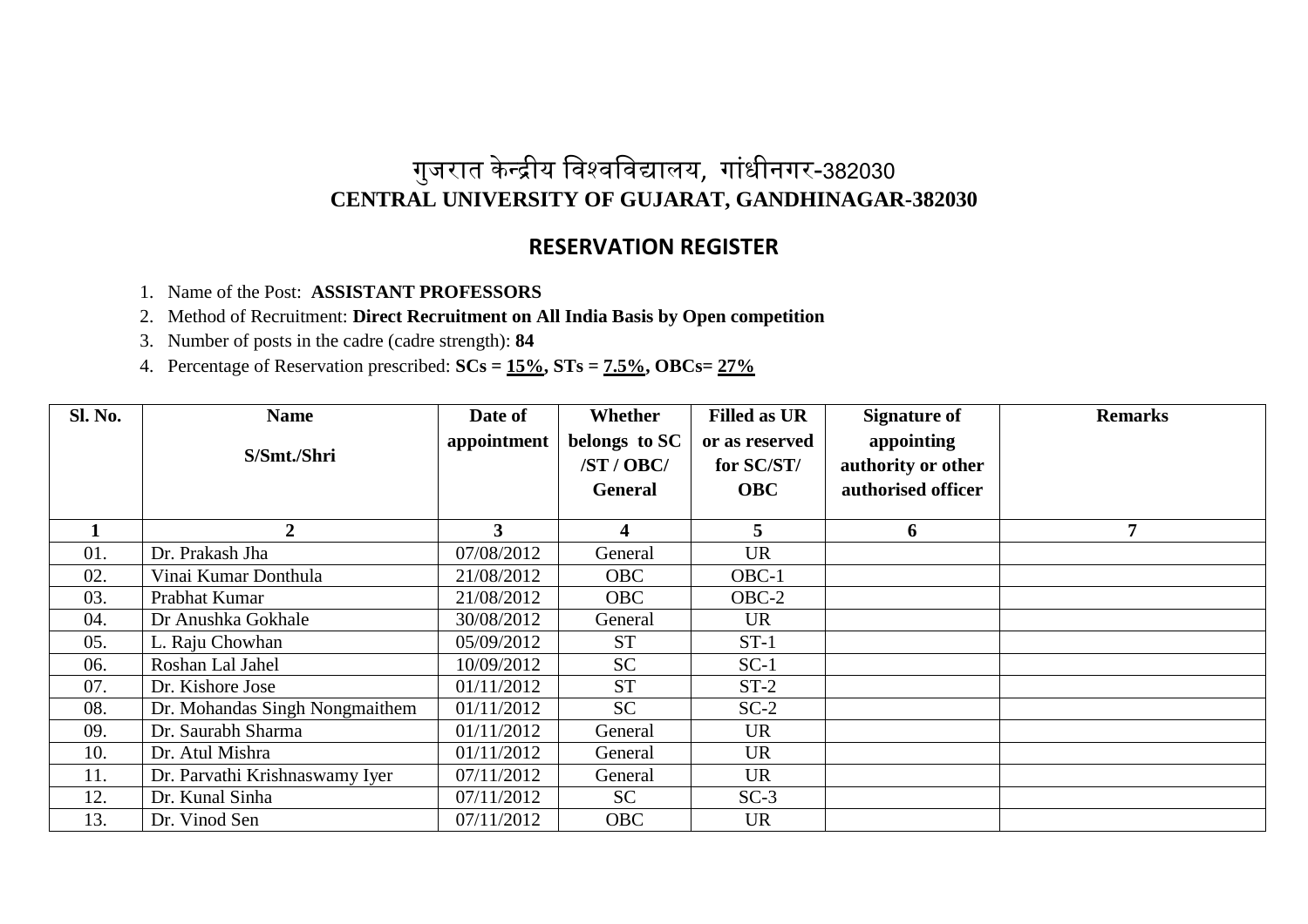# गुजरात केन्द्रीय विश्वविद्यालय, गांधीनगर-382030

# CENTRAL UNIVERSITY OF GUJARAT, GANDHINAGAR-382030

## RESERVATION REGISTER

1. Name of the Post: **ASSISTANT PROFESSORS**
2. Method of Recruitment: **Direct Recruitment on All India Basis by Open competition**
3. Number of posts in the cadre (cadre strength): **84**
4. Percentage of Reservation prescribed: **SCs = 15%, STs = 7.5%, OBCs= 27%**

| Sl. No. | Name S/Smt./Shri | Date of appointment | Whether belongs to SC /ST / OBC/ General | Filled as UR or as reserved for SC/ST/ OBC | Signature of appointing authority or other authorised officer | Remarks |
|---|---|---|---|---|---|---|
| 1 | 2 | 3 | 4 | 5 | 6 | 7 |
| 01. | Dr. Prakash Jha | 07/08/2012 | General | UR | | |
| 02. | Vinai Kumar Donthula | 21/08/2012 | OBC | OBC-1 | | |
| 03. | Prabhat Kumar | 21/08/2012 | OBC | OBC-2 | | |
| 04. | Dr Anushka Gokhale | 30/08/2012 | General | UR | | |
| 05. | L. Raju Chowhan | 05/09/2012 | ST | ST-1 | | |
| 06. | Roshan Lal Jahel | 10/09/2012 | SC | SC-1 | | |
| 07. | Dr. Kishore Jose | 01/11/2012 | ST | ST-2 | | |
| 08. | Dr. Mohandas Singh Nongmaithem | 01/11/2012 | SC | SC-2 | | |
| 09. | Dr. Saurabh Sharma | 01/11/2012 | General | UR | | |
| 10. | Dr. Atul Mishra | 01/11/2012 | General | UR | | |
| 11. | Dr. Parvathi Krishnaswamy Iyer | 07/11/2012 | General | UR | | |
| 12. | Dr. Kunal Sinha | 07/11/2012 | SC | SC-3 | | |
| 13. | Dr. Vinod Sen | 07/11/2012 | OBC | UR | | |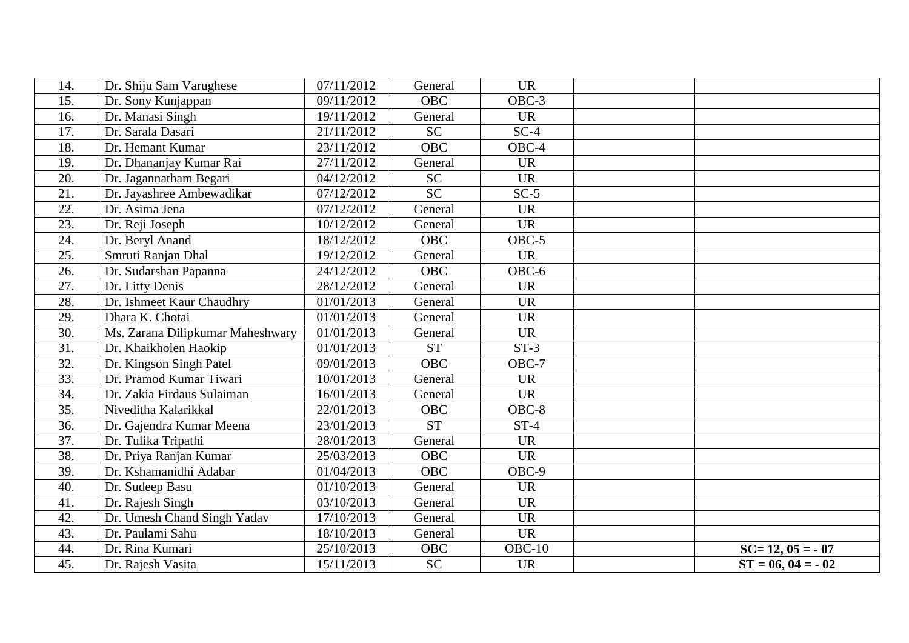| | | | | | | |
|---|---|---|---|---|---|---|
| 14. | Dr. Shiju Sam Varughese | 07/11/2012 | General | UR | | |
| 15. | Dr. Sony Kunjappan | 09/11/2012 | OBC | OBC-3 | | |
| 16. | Dr. Manasi Singh | 19/11/2012 | General | UR | | |
| 17. | Dr. Sarala Dasari | 21/11/2012 | SC | SC-4 | | |
| 18. | Dr. Hemant Kumar | 23/11/2012 | OBC | OBC-4 | | |
| 19. | Dr. Dhananjay Kumar Rai | 27/11/2012 | General | UR | | |
| 20. | Dr. Jagannatham Begari | 04/12/2012 | SC | UR | | |
| 21. | Dr. Jayashree Ambewadikar | 07/12/2012 | SC | SC-5 | | |
| 22. | Dr. Asima Jena | 07/12/2012 | General | UR | | |
| 23. | Dr. Reji Joseph | 10/12/2012 | General | UR | | |
| 24. | Dr. Beryl Anand | 18/12/2012 | OBC | OBC-5 | | |
| 25. | Smruti Ranjan Dhal | 19/12/2012 | General | UR | | |
| 26. | Dr. Sudarshan Papanna | 24/12/2012 | OBC | OBC-6 | | |
| 27. | Dr. Litty Denis | 28/12/2012 | General | UR | | |
| 28. | Dr. Ishmeet Kaur Chaudhry | 01/01/2013 | General | UR | | |
| 29. | Dhara K. Chotai | 01/01/2013 | General | UR | | |
| 30. | Ms. Zarana Dilipkumar Maheshwary | 01/01/2013 | General | UR | | |
| 31. | Dr. Khaikholen Haokip | 01/01/2013 | ST | ST-3 | | |
| 32. | Dr. Kingson Singh Patel | 09/01/2013 | OBC | OBC-7 | | |
| 33. | Dr. Pramod Kumar Tiwari | 10/01/2013 | General | UR | | |
| 34. | Dr. Zakia Firdaus Sulaiman | 16/01/2013 | General | UR | | |
| 35. | Niveditha Kalarikkal | 22/01/2013 | OBC | OBC-8 | | |
| 36. | Dr. Gajendra Kumar Meena | 23/01/2013 | ST | ST-4 | | |
| 37. | Dr. Tulika Tripathi | 28/01/2013 | General | UR | | |
| 38. | Dr. Priya Ranjan Kumar | 25/03/2013 | OBC | UR | | |
| 39. | Dr. Kshamanidhi Adabar | 01/04/2013 | OBC | OBC-9 | | |
| 40. | Dr. Sudeep Basu | 01/10/2013 | General | UR | | |
| 41. | Dr. Rajesh Singh | 03/10/2013 | General | UR | | |
| 42. | Dr. Umesh Chand Singh Yadav | 17/10/2013 | General | UR | | |
| 43. | Dr. Paulami Sahu | 18/10/2013 | General | UR | | |
| 44. | Dr. Rina Kumari | 25/10/2013 | OBC | OBC-10 | | **SC= 12, 05 = - 07** |
| 45. | Dr. Rajesh Vasita | 15/11/2013 | SC | UR | | **ST = 06, 04 = - 02** |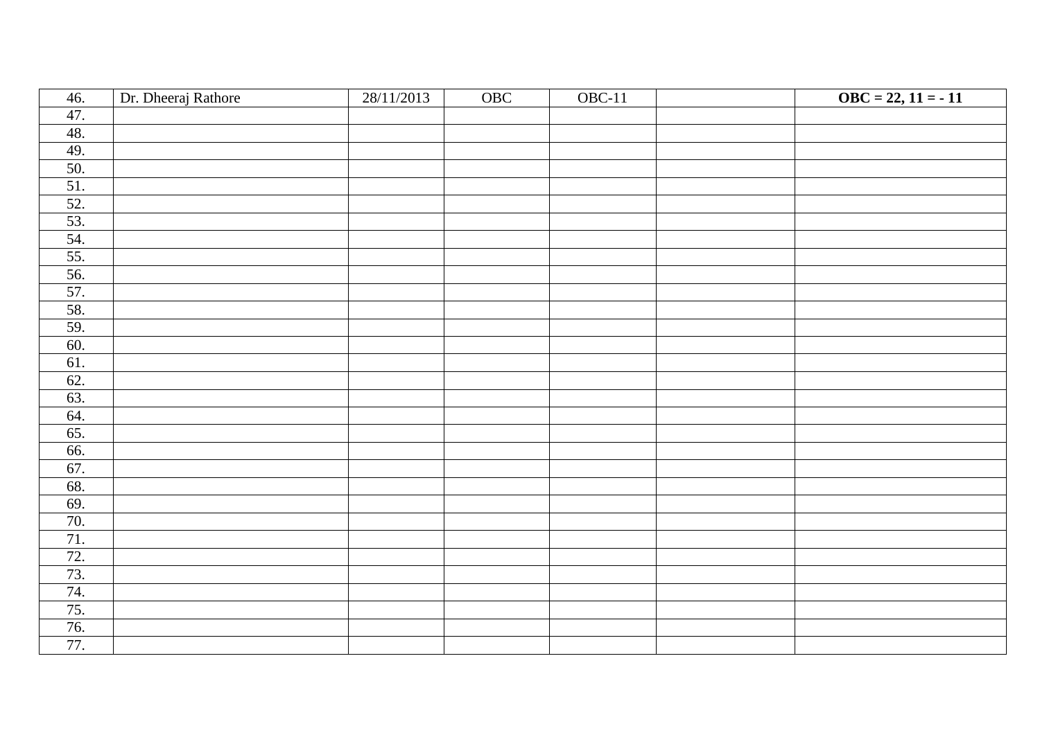| | | | | | | |
|---|---|---|---|---|---|---|
| 46. | Dr. Dheeraj Rathore | 28/11/2013 | OBC | OBC-11 | | **OBC = 22, 11 = - 11** |
| 47. | | | | | | |
| 48. | | | | | | |
| 49. | | | | | | |
| 50. | | | | | | |
| 51. | | | | | | |
| 52. | | | | | | |
| 53. | | | | | | |
| 54. | | | | | | |
| 55. | | | | | | |
| 56. | | | | | | |
| 57. | | | | | | |
| 58. | | | | | | |
| 59. | | | | | | |
| 60. | | | | | | |
| 61. | | | | | | |
| 62. | | | | | | |
| 63. | | | | | | |
| 64. | | | | | | |
| 65. | | | | | | |
| 66. | | | | | | |
| 67. | | | | | | |
| 68. | | | | | | |
| 69. | | | | | | |
| 70. | | | | | | |
| 71. | | | | | | |
| 72. | | | | | | |
| 73. | | | | | | |
| 74. | | | | | | |
| 75. | | | | | | |
| 76. | | | | | | |
| 77. | | | | | | |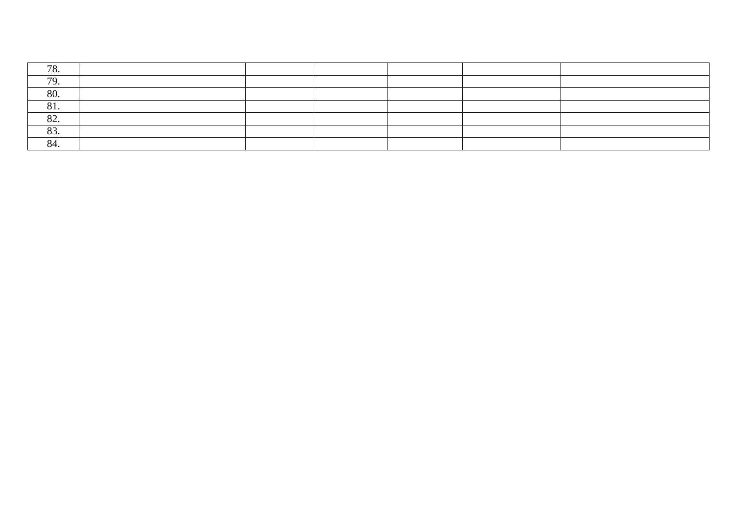| | | | | | | |
|---|---|---|---|---|---|---|
| 78. | | | | | | |
| 79. | | | | | | |
| 80. | | | | | | |
| 81. | | | | | | |
| 82. | | | | | | |
| 83. | | | | | | |
| 84. | | | | | | |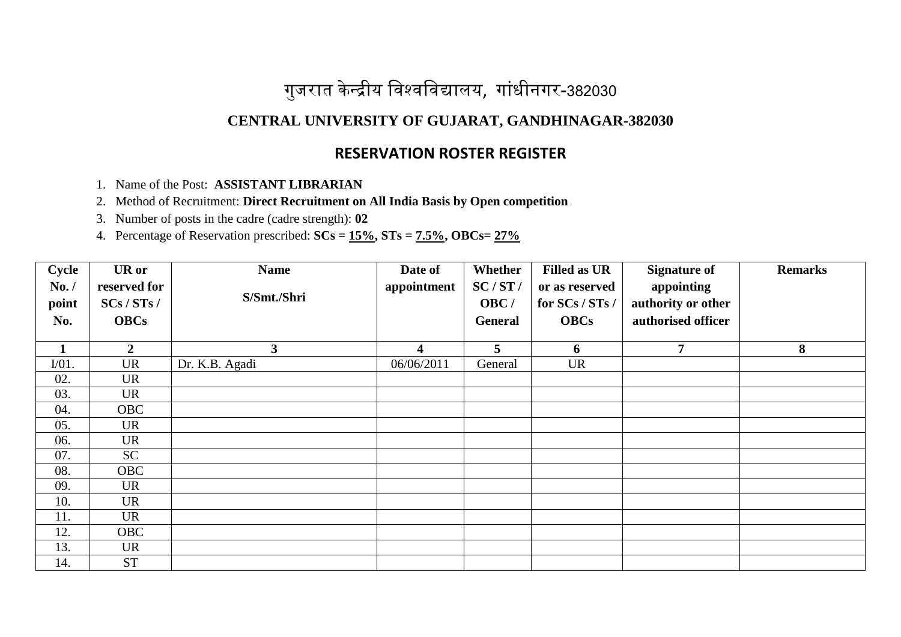# गुजरात केन्द्रीय विश्वविद्यालय, गांधीनगर-382030

## CENTRAL UNIVERSITY OF GUJARAT, GANDHINAGAR-382030

## RESERVATION ROSTER REGISTER

1. Name of the Post: **ASSISTANT LIBRARIAN**
2. Method of Recruitment: **Direct Recruitment on All India Basis by Open competition**
3. Number of posts in the cadre (cadre strength): **02**
4. Percentage of Reservation prescribed: **SCs = 15%, STs = 7.5%, OBCs= 27%**

| Cycle No. / point No. | UR or reserved for SCs / STs / OBCs | Name S/Smt./Shri | Date of appointment | Whether SC / ST / OBC / General | Filled as UR or as reserved for SCs / STs / OBCs | Signature of appointing authority or other authorised officer | Remarks |
|---|---|---|---|---|---|---|---|
| **1** | **2** | **3** | **4** | **5** | **6** | **7** | **8** |
| I/01. | UR | Dr. K.B. Agadi | 06/06/2011 | General | UR | | |
| 02. | UR | | | | | | |
| 03. | UR | | | | | | |
| 04. | OBC | | | | | | |
| 05. | UR | | | | | | |
| 06. | UR | | | | | | |
| 07. | SC | | | | | | |
| 08. | OBC | | | | | | |
| 09. | UR | | | | | | |
| 10. | UR | | | | | | |
| 11. | UR | | | | | | |
| 12. | OBC | | | | | | |
| 13. | UR | | | | | | |
| 14. | ST | | | | | | |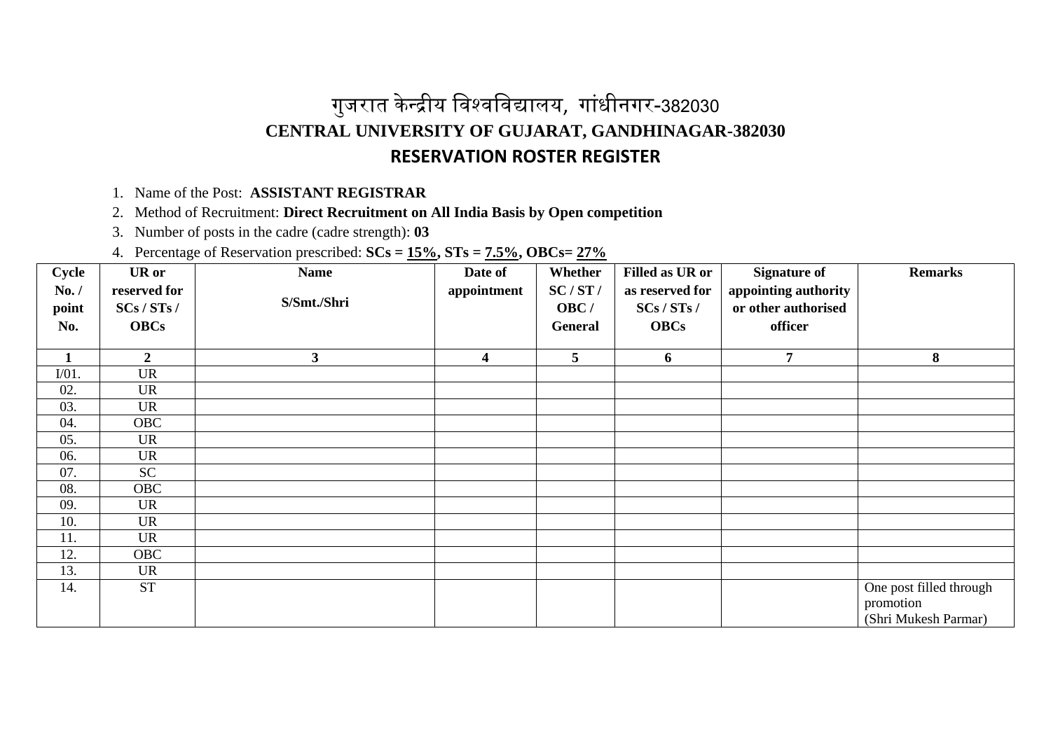# गुजरात केन्द्रीय विश्वविद्यालय, गांधीनगर-382030

## CENTRAL UNIVERSITY OF GUJARAT, GANDHINAGAR-382030

## RESERVATION ROSTER REGISTER

1. Name of the Post: **ASSISTANT REGISTRAR**
2. Method of Recruitment: **Direct Recruitment on All India Basis by Open competition**
3. Number of posts in the cadre (cadre strength): **03**
4. Percentage of Reservation prescribed: **SCs = 15%, STs = 7.5%, OBCs= 27%**

| Cycle No. / point No. | UR or reserved for SCs / STs / OBCs | Name S/Smt./Shri | Date of appointment | Whether SC / ST / OBC / General | Filled as UR or as reserved for SCs / STs / OBCs | Signature of appointing authority or other authorised officer | Remarks |
|---|---|---|---|---|---|---|---|
| **1** | **2** | **3** | **4** | **5** | **6** | **7** | **8** |
| I/01. | UR | | | | | | |
| 02. | UR | | | | | | |
| 03. | UR | | | | | | |
| 04. | OBC | | | | | | |
| 05. | UR | | | | | | |
| 06. | UR | | | | | | |
| 07. | SC | | | | | | |
| 08. | OBC | | | | | | |
| 09. | UR | | | | | | |
| 10. | UR | | | | | | |
| 11. | UR | | | | | | |
| 12. | OBC | | | | | | |
| 13. | UR | | | | | | |
| 14. | ST | | | | | | One post filled through promotion (Shri Mukesh Parmar) |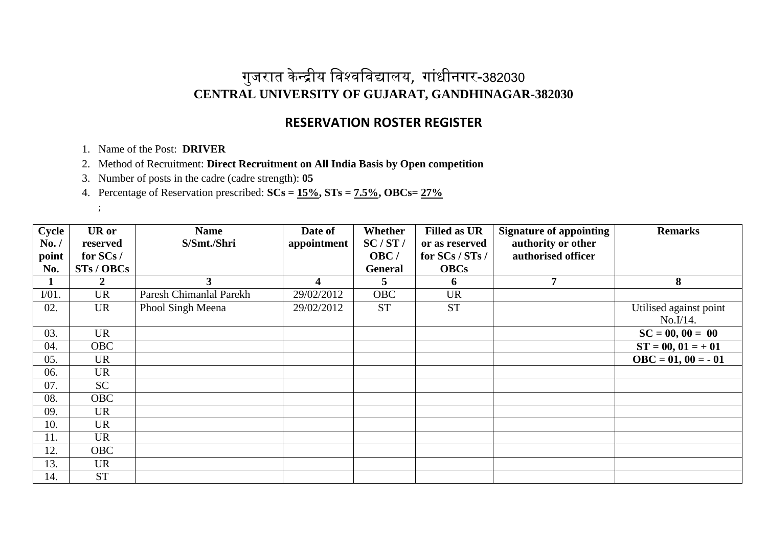# गुजरात केन्द्रीय विश्वविद्यालय, गांधीनगर-382030
# CENTRAL UNIVERSITY OF GUJARAT, GANDHINAGAR-382030

## RESERVATION ROSTER REGISTER

1. Name of the Post: **DRIVER**
2. Method of Recruitment: **Direct Recruitment on All India Basis by Open competition**
3. Number of posts in the cadre (cadre strength): **05**
4. Percentage of Reservation prescribed: **SCs = 15%, STs = 7.5%, OBCs= 27%**

;

| Cycle No. / point No. | UR or reserved for SCs / STs / OBCs | Name S/Smt./Shri | Date of appointment | Whether SC / ST / OBC / General | Filled as UR or as reserved for SCs / STs / OBCs | Signature of appointing authority or other authorised officer | Remarks |
|---|---|---|---|---|---|---|---|
| **1** | **2** | **3** | **4** | **5** | **6** | **7** | **8** |
| I/01. | UR | Paresh Chimanlal Parekh | 29/02/2012 | OBC | UR | | |
| 02. | UR | Phool Singh Meena | 29/02/2012 | ST | ST | | Utilised against point No.I/14. |
| 03. | UR | | | | | | **SC = 00, 00 = 00** |
| 04. | OBC | | | | | | **ST = 00, 01 = + 01** |
| 05. | UR | | | | | | **OBC = 01, 00 = - 01** |
| 06. | UR | | | | | | |
| 07. | SC | | | | | | |
| 08. | OBC | | | | | | |
| 09. | UR | | | | | | |
| 10. | UR | | | | | | |
| 11. | UR | | | | | | |
| 12. | OBC | | | | | | |
| 13. | UR | | | | | | |
| 14. | ST | | | | | | |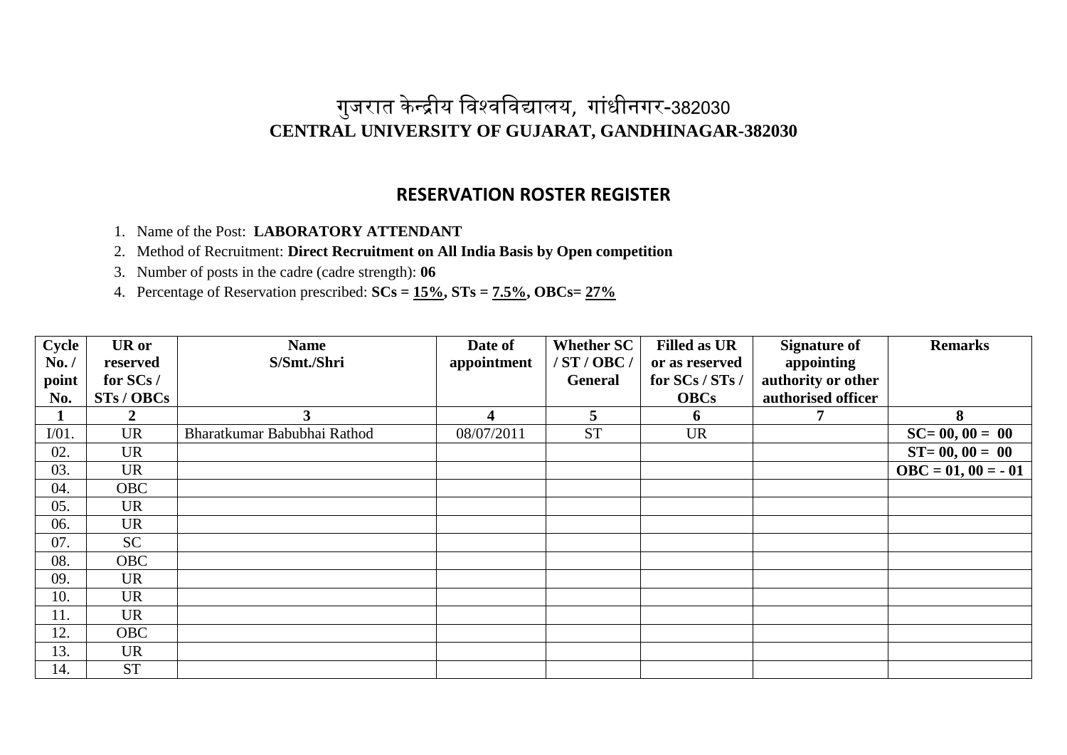# गुजरात केन्द्रीय विश्वविद्यालय, गांधीनगर-382030
# CENTRAL UNIVERSITY OF GUJARAT, GANDHINAGAR-382030

## RESERVATION ROSTER REGISTER

1. Name of the Post: **LABORATORY ATTENDANT**
2. Method of Recruitment: **Direct Recruitment on All India Basis by Open competition**
3. Number of posts in the cadre (cadre strength): **06**
4. Percentage of Reservation prescribed: **SCs = 15%, STs = 7.5%, OBCs= 27%**

| Cycle No. / point No. | UR or reserved for SCs / STs / OBCs | Name S/Smt./Shri | Date of appointment | Whether SC / ST / OBC / General | Filled as UR or as reserved for SCs / STs / OBCs | Signature of appointing authority or other authorised officer | Remarks |
|---|---|---|---|---|---|---|---|
| **1** | **2** | **3** | **4** | **5** | **6** | **7** | **8** |
| I/01. | UR | Bharatkumar Babubhai Rathod | 08/07/2011 | ST | UR | | **SC= 00, 00 = 00** |
| 02. | UR | | | | | | **ST= 00, 00 = 00** |
| 03. | UR | | | | | | **OBC = 01, 00 = - 01** |
| 04. | OBC | | | | | | |
| 05. | UR | | | | | | |
| 06. | UR | | | | | | |
| 07. | SC | | | | | | |
| 08. | OBC | | | | | | |
| 09. | UR | | | | | | |
| 10. | UR | | | | | | |
| 11. | UR | | | | | | |
| 12. | OBC | | | | | | |
| 13. | UR | | | | | | |
| 14. | ST | | | | | | |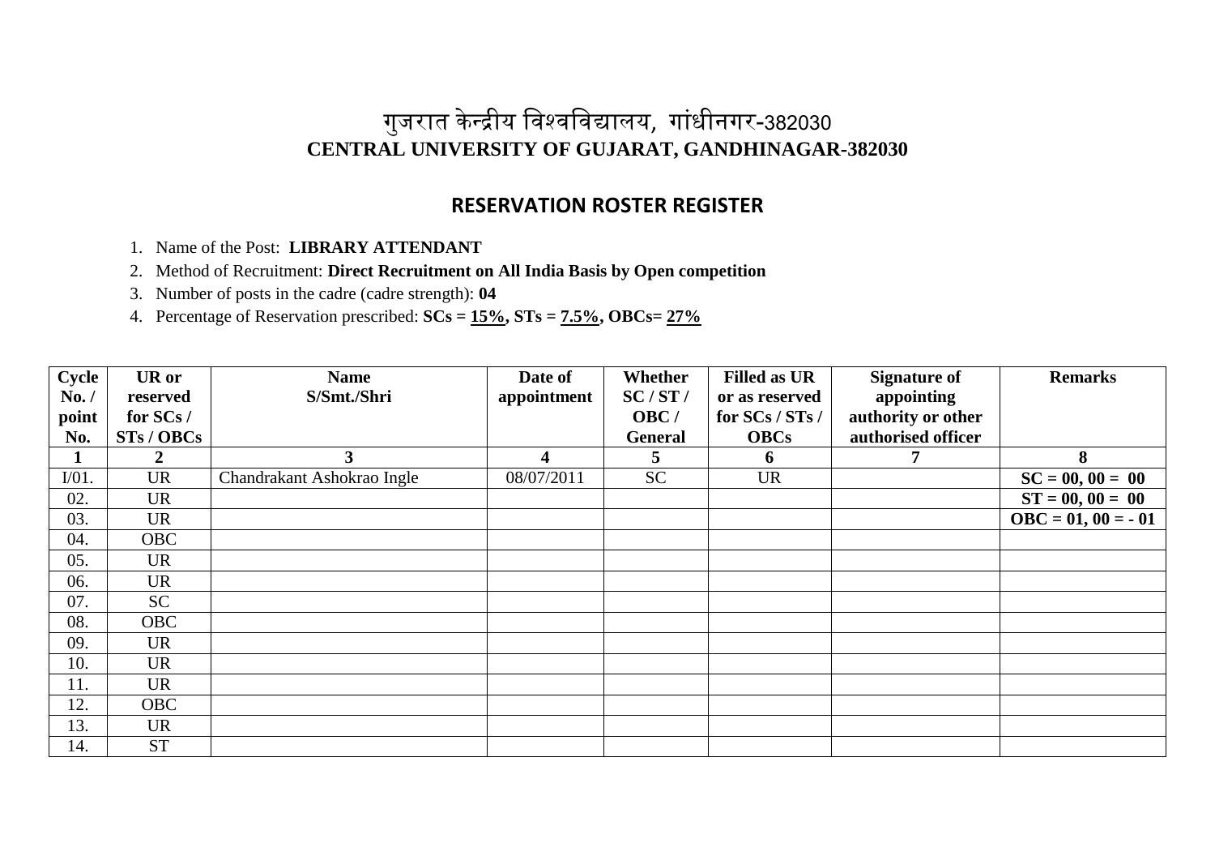# गुजरात केन्द्रीय विश्वविद्यालय, गांधीनगर-382030
# CENTRAL UNIVERSITY OF GUJARAT, GANDHINAGAR-382030

## RESERVATION ROSTER REGISTER

1. Name of the Post: **LIBRARY ATTENDANT**
2. Method of Recruitment: **Direct Recruitment on All India Basis by Open competition**
3. Number of posts in the cadre (cadre strength): **04**
4. Percentage of Reservation prescribed: **SCs = 15%, STs = 7.5%, OBCs= 27%**

| Cycle No. / point No. | UR or reserved for SCs / STs / OBCs | Name S/Smt./Shri | Date of appointment | Whether SC / ST / OBC / General | Filled as UR or as reserved for SCs / STs / OBCs | Signature of appointing authority or other authorised officer | Remarks |
|---|---|---|---|---|---|---|---|
| **1** | **2** | **3** | **4** | **5** | **6** | **7** | **8** |
| I/01. | UR | Chandrakant Ashokrao Ingle | 08/07/2011 | SC | UR | | **SC = 00, 00 = 00** |
| 02. | UR | | | | | | **ST = 00, 00 = 00** |
| 03. | UR | | | | | | **OBC = 01, 00 = - 01** |
| 04. | OBC | | | | | | |
| 05. | UR | | | | | | |
| 06. | UR | | | | | | |
| 07. | SC | | | | | | |
| 08. | OBC | | | | | | |
| 09. | UR | | | | | | |
| 10. | UR | | | | | | |
| 11. | UR | | | | | | |
| 12. | OBC | | | | | | |
| 13. | UR | | | | | | |
| 14. | ST | | | | | | |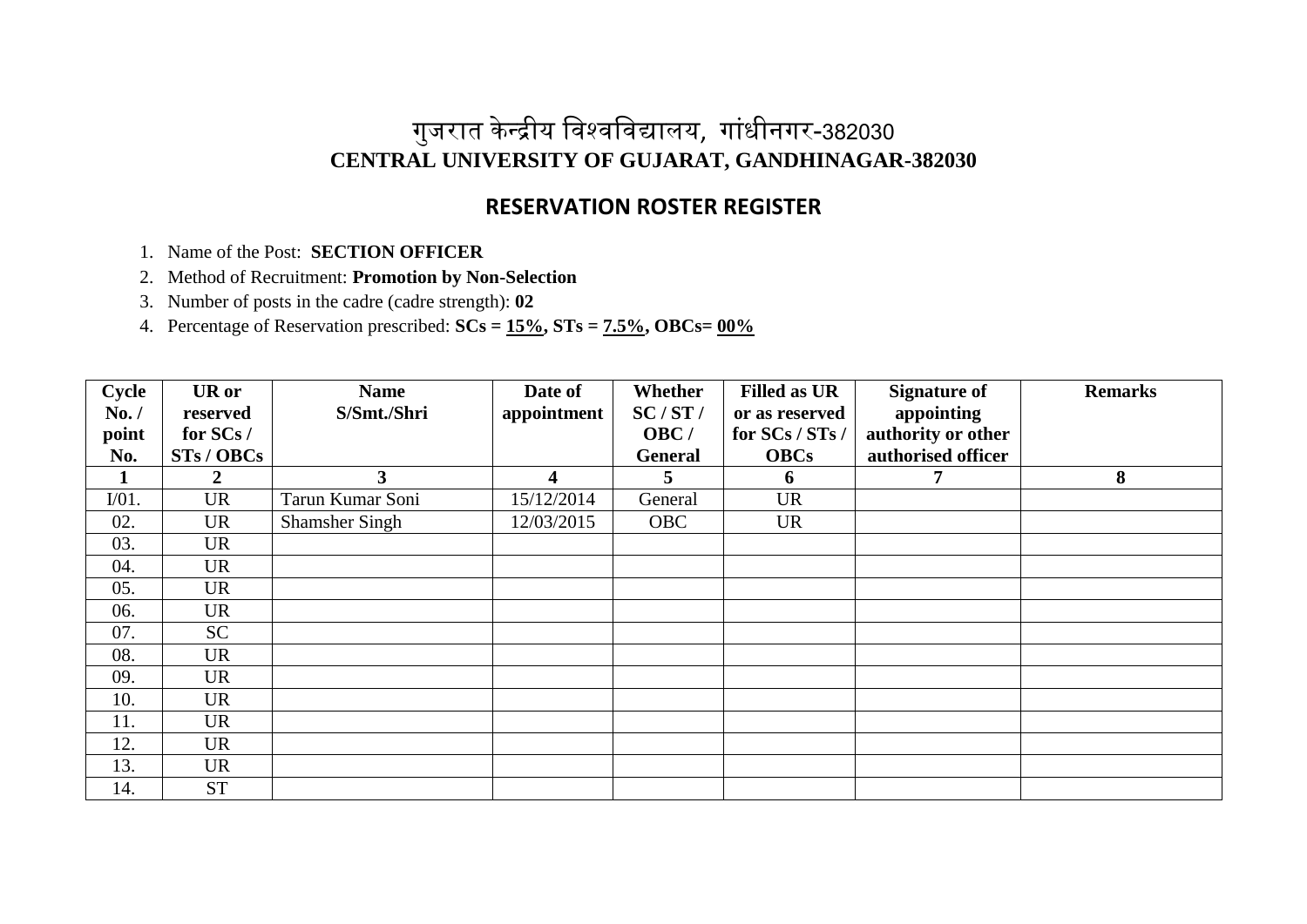# गुजरात केन्द्रीय विश्वविद्यालय, गांधीनगर-382030

# CENTRAL UNIVERSITY OF GUJARAT, GANDHINAGAR-382030

## RESERVATION ROSTER REGISTER

1. Name of the Post: **SECTION OFFICER**
2. Method of Recruitment: **Promotion by Non-Selection**
3. Number of posts in the cadre (cadre strength): **02**
4. Percentage of Reservation prescribed: **SCs = 15%, STs = 7.5%, OBCs= 00%**

| Cycle No. / point No. | UR or reserved for SCs / STs / OBCs | Name S/Smt./Shri | Date of appointment | Whether SC / ST / OBC / General | Filled as UR or as reserved for SCs / STs / OBCs | Signature of appointing authority or other authorised officer | Remarks |
|---|---|---|---|---|---|---|---|
| **1** | **2** | **3** | **4** | **5** | **6** | **7** | **8** |
| I/01. | UR | Tarun Kumar Soni | 15/12/2014 | General | UR | | |
| 02. | UR | Shamsher Singh | 12/03/2015 | OBC | UR | | |
| 03. | UR | | | | | | |
| 04. | UR | | | | | | |
| 05. | UR | | | | | | |
| 06. | UR | | | | | | |
| 07. | SC | | | | | | |
| 08. | UR | | | | | | |
| 09. | UR | | | | | | |
| 10. | UR | | | | | | |
| 11. | UR | | | | | | |
| 12. | UR | | | | | | |
| 13. | UR | | | | | | |
| 14. | ST | | | | | | |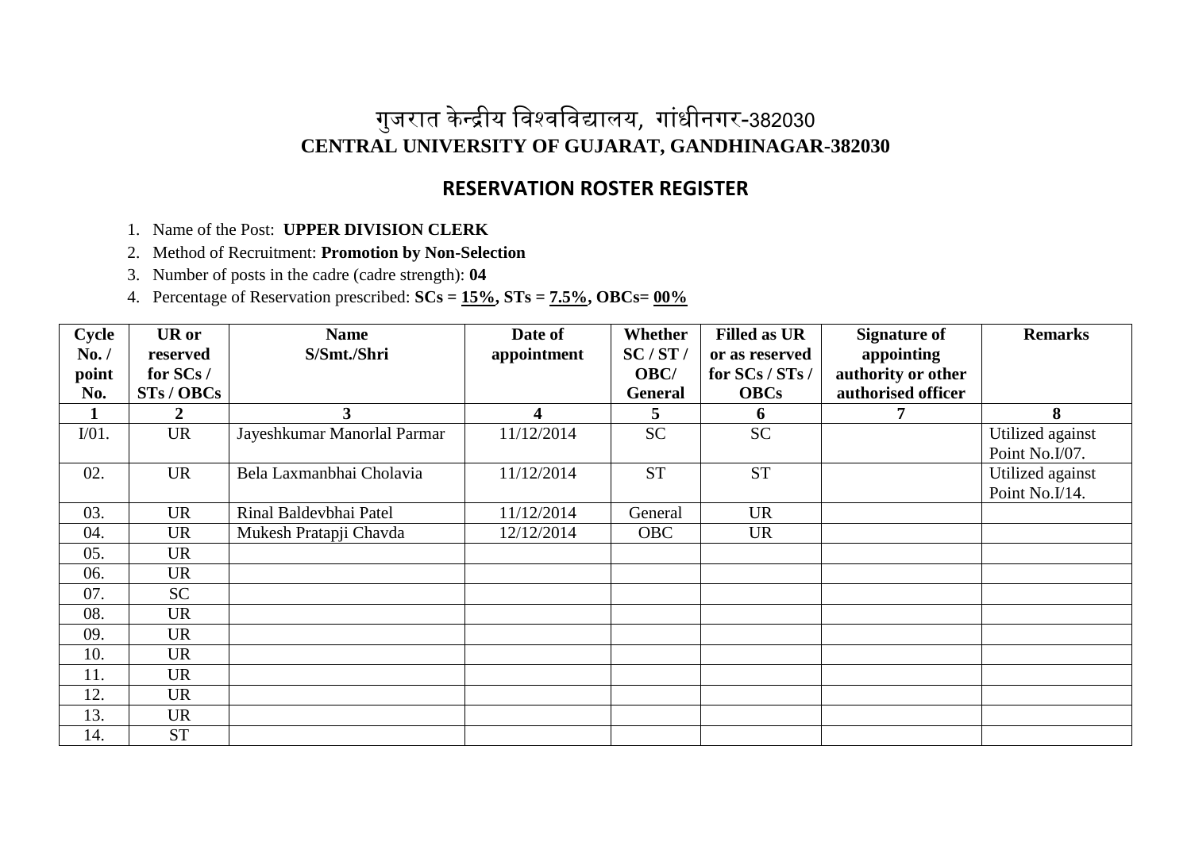# गुजरात केन्द्रीय विश्वविद्यालय, गांधीनगर-382030
# CENTRAL UNIVERSITY OF GUJARAT, GANDHINAGAR-382030

## RESERVATION ROSTER REGISTER

1. Name of the Post: **UPPER DIVISION CLERK**
2. Method of Recruitment: **Promotion by Non-Selection**
3. Number of posts in the cadre (cadre strength): **04**
4. Percentage of Reservation prescribed: **SCs = 15%, STs = 7.5%, OBCs= 00%**

| Cycle No. / point No. | UR or reserved for SCs / STs / OBCs | Name S/Smt./Shri | Date of appointment | Whether SC / ST / OBC/ General | Filled as UR or as reserved for SCs / STs / OBCs | Signature of appointing authority or other authorised officer | Remarks |
|---|---|---|---|---|---|---|---|
| **1** | **2** | **3** | **4** | **5** | **6** | **7** | **8** |
| I/01. | UR | Jayeshkumar Manorlal Parmar | 11/12/2014 | SC | SC | | Utilized against Point No.I/07. |
| 02. | UR | Bela Laxmanbhai Cholavia | 11/12/2014 | ST | ST | | Utilized against Point No.I/14. |
| 03. | UR | Rinal Baldevbhai Patel | 11/12/2014 | General | UR | | |
| 04. | UR | Mukesh Pratapji Chavda | 12/12/2014 | OBC | UR | | |
| 05. | UR | | | | | | |
| 06. | UR | | | | | | |
| 07. | SC | | | | | | |
| 08. | UR | | | | | | |
| 09. | UR | | | | | | |
| 10. | UR | | | | | | |
| 11. | UR | | | | | | |
| 12. | UR | | | | | | |
| 13. | UR | | | | | | |
| 14. | ST | | | | | | |